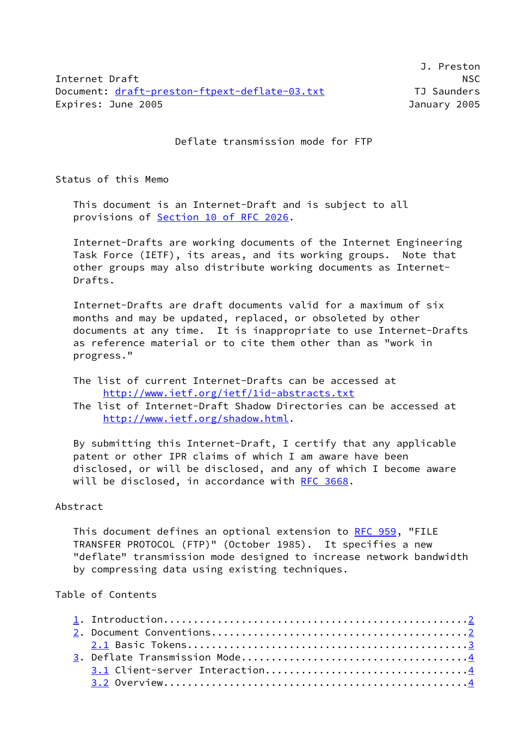J. Preston
Internet Draft NSC
Document: draft-preston-ftpext-deflate-03.txt TJ Saunders
Expires: June 2005 January 2005

# Deflate transmission mode for FTP

## Status of this Memo

This document is an Internet-Draft and is subject to all provisions of Section 10 of RFC 2026.

Internet-Drafts are working documents of the Internet Engineering Task Force (IETF), its areas, and its working groups. Note that other groups may also distribute working documents as Internet-Drafts.

Internet-Drafts are draft documents valid for a maximum of six months and may be updated, replaced, or obsoleted by other documents at any time. It is inappropriate to use Internet-Drafts as reference material or to cite them other than as "work in progress."

The list of current Internet-Drafts can be accessed at
http://www.ietf.org/ietf/1id-abstracts.txt
The list of Internet-Draft Shadow Directories can be accessed at
http://www.ietf.org/shadow.html.

By submitting this Internet-Draft, I certify that any applicable patent or other IPR claims of which I am aware have been disclosed, or will be disclosed, and any of which I become aware will be disclosed, in accordance with RFC 3668.

## Abstract

This document defines an optional extension to RFC 959, "FILE TRANSFER PROTOCOL (FTP)" (October 1985). It specifies a new "deflate" transmission mode designed to increase network bandwidth by compressing data using existing techniques.

## Table of Contents

1. Introduction....................................................2
2. Document Conventions............................................2
   2.1 Basic Tokens................................................3
3. Deflate Transmission Mode.......................................4
   3.1 Client-server Interaction...................................4
   3.2 Overview....................................................4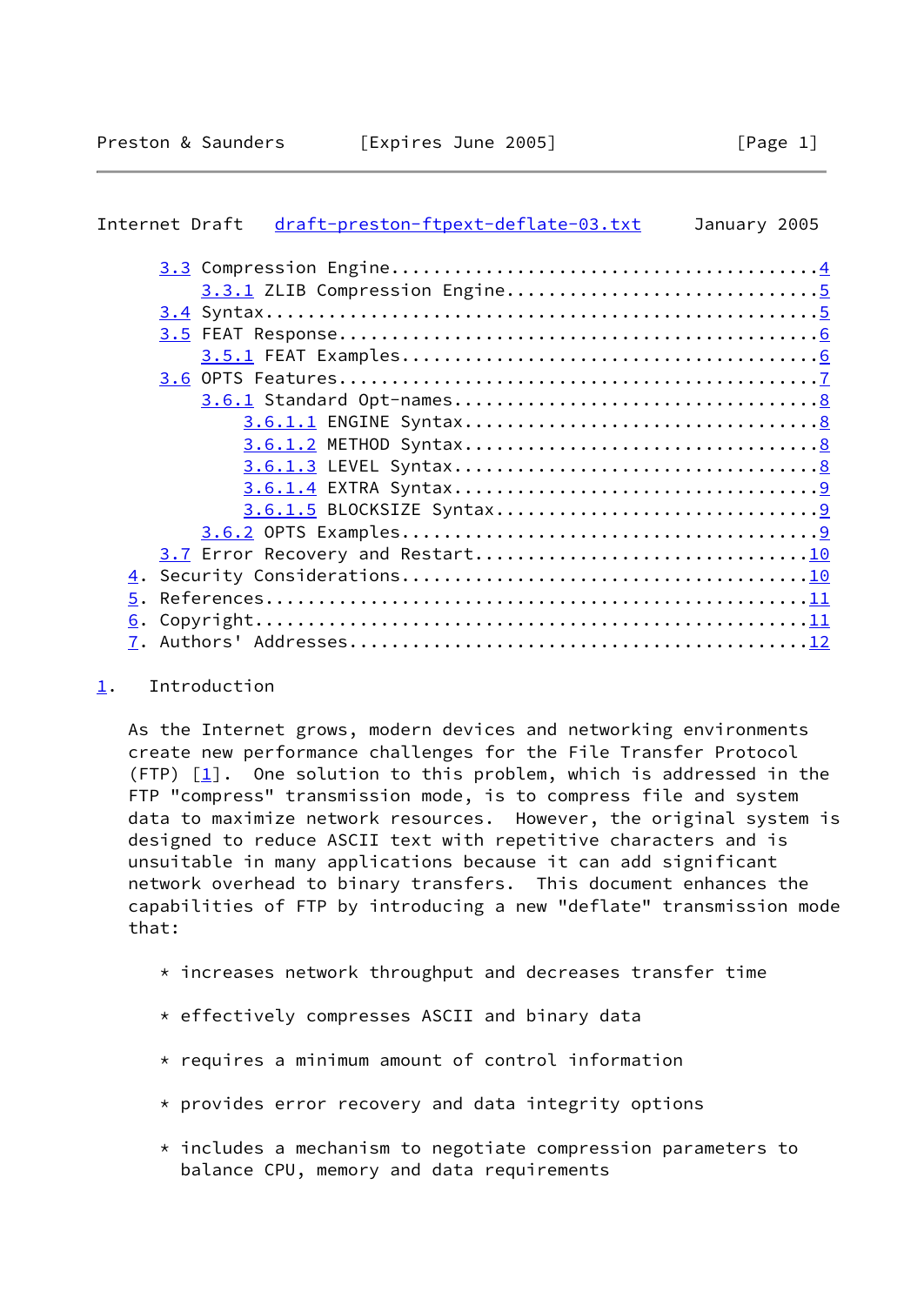3.3 Compression Engine........................................4
3.3.1 ZLIB Compression Engine.............................5
3.4 Syntax....................................................5
3.5 FEAT Response.............................................6
3.5.1 FEAT Examples.......................................6
3.6 OPTS Features.............................................7
3.6.1 Standard Opt-names..................................8
3.6.1.1 ENGINE Syntax.................................8
3.6.1.2 METHOD Syntax.................................8
3.6.1.3 LEVEL Syntax..................................8
3.6.1.4 EXTRA Syntax..................................9
3.6.1.5 BLOCKSIZE Syntax..............................9
3.6.2 OPTS Examples.......................................9
3.7 Error Recovery and Restart...............................10
4. Security Considerations.....................................10
5. References..................................................11
6. Copyright...................................................11
7. Authors' Addresses..........................................12

## 1. Introduction

As the Internet grows, modern devices and networking environments create new performance challenges for the File Transfer Protocol (FTP) [1]. One solution to this problem, which is addressed in the FTP "compress" transmission mode, is to compress file and system data to maximize network resources. However, the original system is designed to reduce ASCII text with repetitive characters and is unsuitable in many applications because it can add significant network overhead to binary transfers. This document enhances the capabilities of FTP by introducing a new "deflate" transmission mode that:

* increases network throughput and decreases transfer time

* effectively compresses ASCII and binary data

* requires a minimum amount of control information

* provides error recovery and data integrity options

* includes a mechanism to negotiate compression parameters to balance CPU, memory and data requirements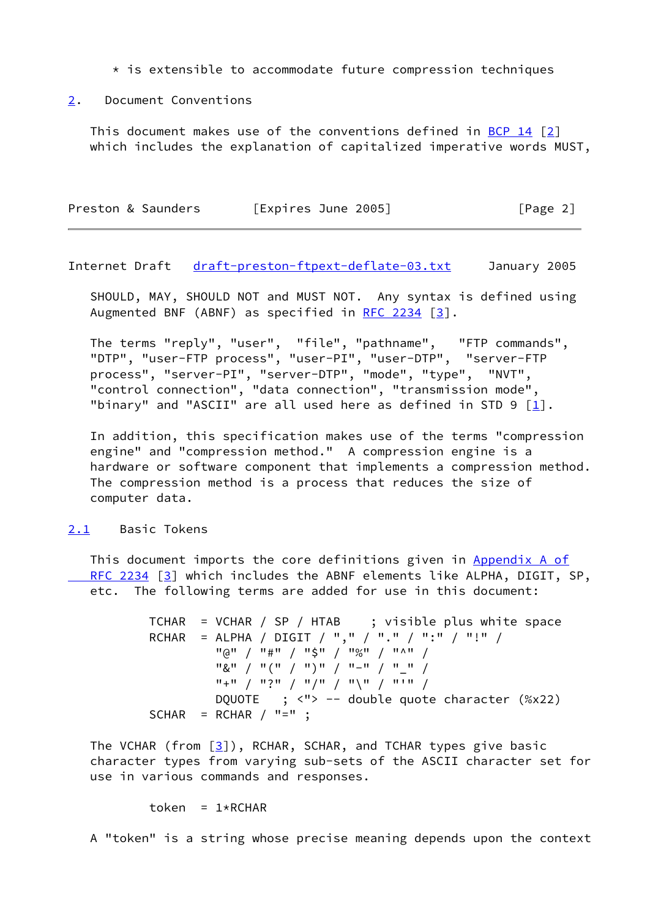* is extensible to accommodate future compression techniques

## 2. Document Conventions

This document makes use of the conventions defined in BCP 14 [2] which includes the explanation of capitalized imperative words MUST, SHOULD, MAY, SHOULD NOT and MUST NOT. Any syntax is defined using Augmented BNF (ABNF) as specified in RFC 2234 [3].

The terms "reply", "user", "file", "pathname", "FTP commands", "DTP", "user-FTP process", "user-PI", "user-DTP", "server-FTP process", "server-PI", "server-DTP", "mode", "type", "NVT", "control connection", "data connection", "transmission mode", "binary" and "ASCII" are all used here as defined in STD 9 [1].

In addition, this specification makes use of the terms "compression engine" and "compression method." A compression engine is a hardware or software component that implements a compression method. The compression method is a process that reduces the size of computer data.

### 2.1 Basic Tokens

This document imports the core definitions given in Appendix A of RFC 2234 [3] which includes the ABNF elements like ALPHA, DIGIT, SP, etc. The following terms are added for use in this document:

```
TCHAR  = VCHAR / SP / HTAB    ; visible plus white space
RCHAR  = ALPHA / DIGIT / "," / "." / ":" / "!" /
         "@" / "#" / "$" / "%" / "^" /
         "&" / "(" / ")" / "-" / "_" /
         "+" / "?" / "/" / "\" / "'" /
         DQUOTE   ; <"> -- double quote character (%x22)
SCHAR  = RCHAR / "=" ;
```

The VCHAR (from [3]), RCHAR, SCHAR, and TCHAR types give basic character types from varying sub-sets of the ASCII character set for use in various commands and responses.

```
token  = 1*RCHAR
```

A "token" is a string whose precise meaning depends upon the context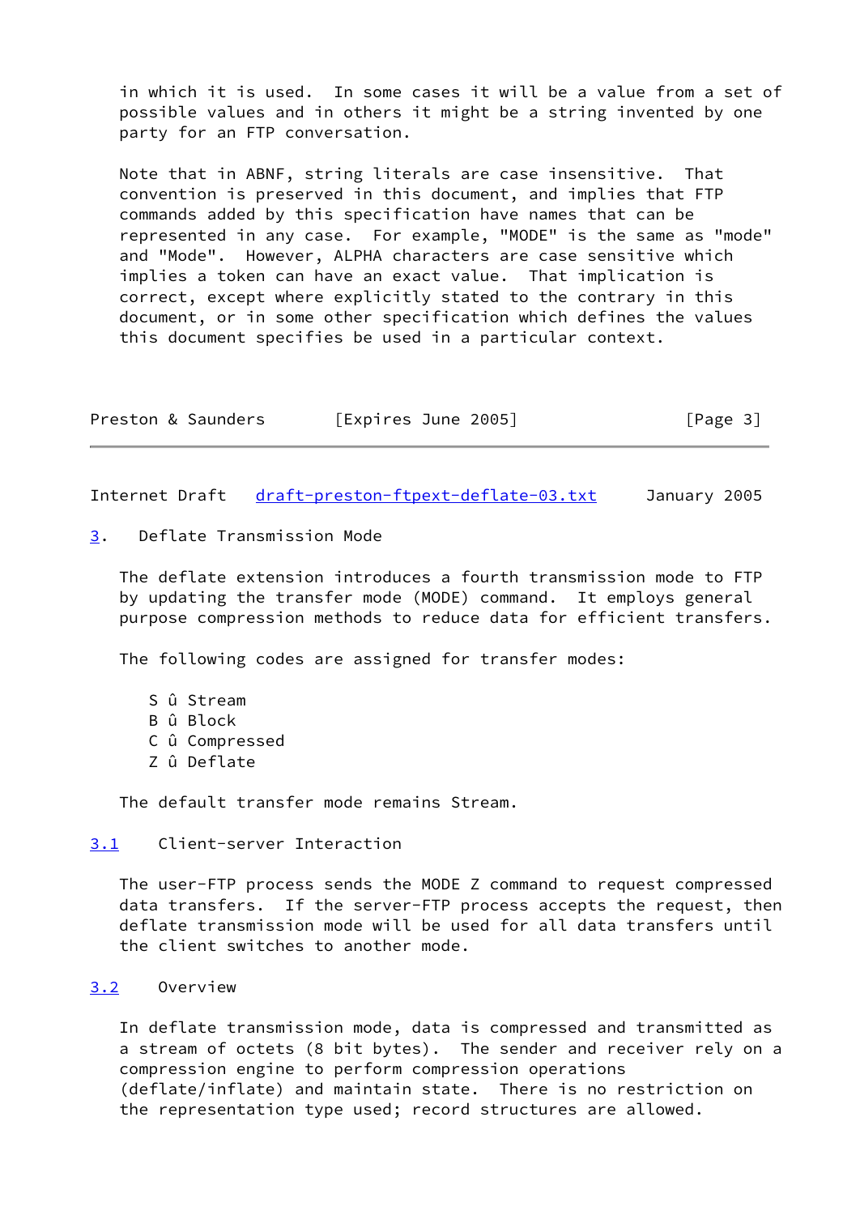in which it is used. In some cases it will be a value from a set of possible values and in others it might be a string invented by one party for an FTP conversation.

Note that in ABNF, string literals are case insensitive. That convention is preserved in this document, and implies that FTP commands added by this specification have names that can be represented in any case. For example, "MODE" is the same as "mode" and "Mode". However, ALPHA characters are case sensitive which implies a token can have an exact value. That implication is correct, except where explicitly stated to the contrary in this document, or in some other specification which defines the values this document specifies be used in a particular context.

## 3. Deflate Transmission Mode

The deflate extension introduces a fourth transmission mode to FTP by updating the transfer mode (MODE) command. It employs general purpose compression methods to reduce data for efficient transfers.

The following codes are assigned for transfer modes:

    S û Stream
    B û Block
    C û Compressed
    Z û Deflate

The default transfer mode remains Stream.

### 3.1 Client-server Interaction

The user-FTP process sends the MODE Z command to request compressed data transfers. If the server-FTP process accepts the request, then deflate transmission mode will be used for all data transfers until the client switches to another mode.

### 3.2 Overview

In deflate transmission mode, data is compressed and transmitted as a stream of octets (8 bit bytes). The sender and receiver rely on a compression engine to perform compression operations (deflate/inflate) and maintain state. There is no restriction on the representation type used; record structures are allowed.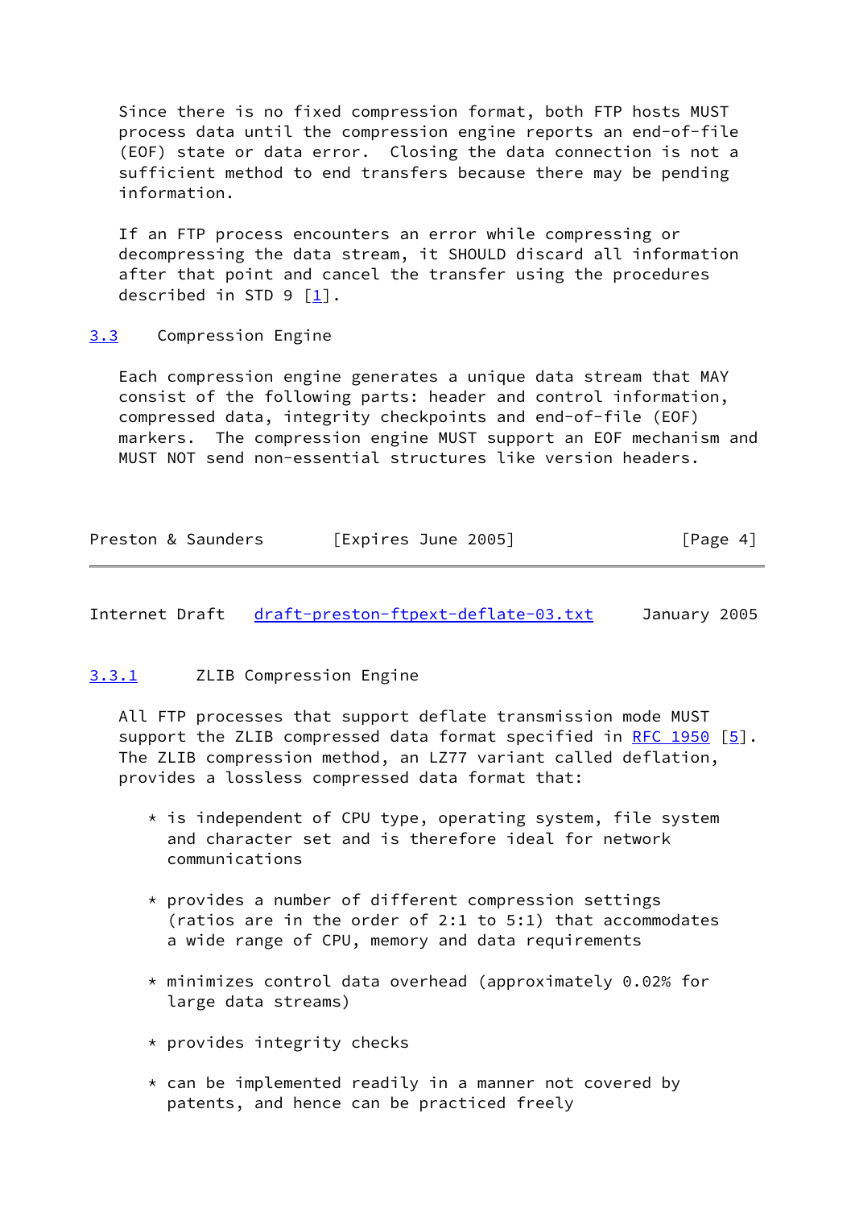Since there is no fixed compression format, both FTP hosts MUST process data until the compression engine reports an end-of-file (EOF) state or data error. Closing the data connection is not a sufficient method to end transfers because there may be pending information.

If an FTP process encounters an error while compressing or decompressing the data stream, it SHOULD discard all information after that point and cancel the transfer using the procedures described in STD 9 [1].

### 3.3 Compression Engine

Each compression engine generates a unique data stream that MAY consist of the following parts: header and control information, compressed data, integrity checkpoints and end-of-file (EOF) markers. The compression engine MUST support an EOF mechanism and MUST NOT send non-essential structures like version headers.

#### 3.3.1 ZLIB Compression Engine

All FTP processes that support deflate transmission mode MUST support the ZLIB compressed data format specified in RFC 1950 [5]. The ZLIB compression method, an LZ77 variant called deflation, provides a lossless compressed data format that:

* is independent of CPU type, operating system, file system and character set and is therefore ideal for network communications

* provides a number of different compression settings (ratios are in the order of 2:1 to 5:1) that accommodates a wide range of CPU, memory and data requirements

* minimizes control data overhead (approximately 0.02% for large data streams)

* provides integrity checks

* can be implemented readily in a manner not covered by patents, and hence can be practiced freely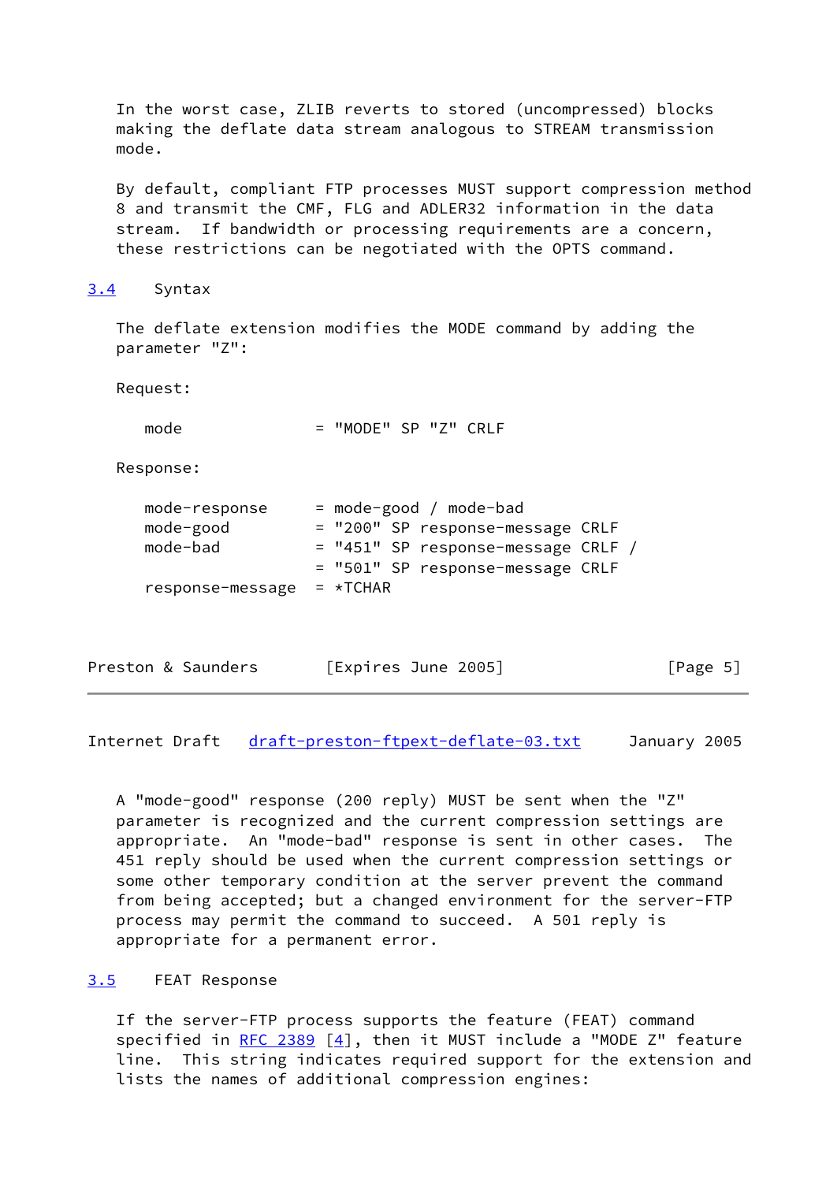In the worst case, ZLIB reverts to stored (uncompressed) blocks making the deflate data stream analogous to STREAM transmission mode.

By default, compliant FTP processes MUST support compression method 8 and transmit the CMF, FLG and ADLER32 information in the data stream. If bandwidth or processing requirements are a concern, these restrictions can be negotiated with the OPTS command.

## 3.4 Syntax

The deflate extension modifies the MODE command by adding the parameter "Z":

Request:

```
   mode              = "MODE" SP "Z" CRLF
```

Response:

```
   mode-response     = mode-good / mode-bad
   mode-good         = "200" SP response-message CRLF
   mode-bad          = "451" SP response-message CRLF /
                     = "501" SP response-message CRLF
   response-message  = *TCHAR
```

A "mode-good" response (200 reply) MUST be sent when the "Z" parameter is recognized and the current compression settings are appropriate. An "mode-bad" response is sent in other cases. The 451 reply should be used when the current compression settings or some other temporary condition at the server prevent the command from being accepted; but a changed environment for the server-FTP process may permit the command to succeed. A 501 reply is appropriate for a permanent error.

## 3.5 FEAT Response

If the server-FTP process supports the feature (FEAT) command specified in RFC 2389 [4], then it MUST include a "MODE Z" feature line. This string indicates required support for the extension and lists the names of additional compression engines: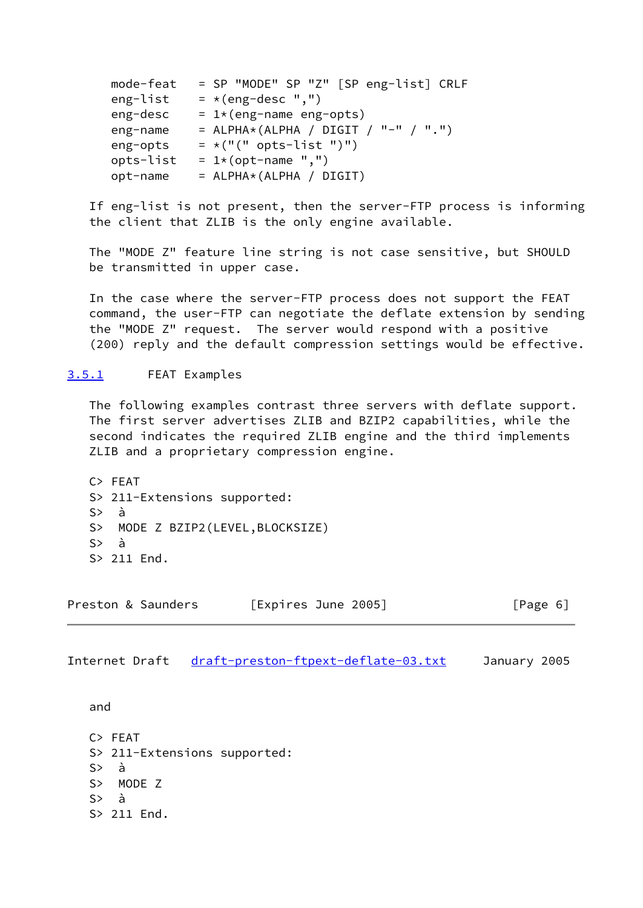```
mode-feat   = SP "MODE" SP "Z" [SP eng-list] CRLF
eng-list    = *(eng-desc ",")
eng-desc    = 1*(eng-name eng-opts)
eng-name    = ALPHA*(ALPHA / DIGIT / "-" / ".")
eng-opts    = *("(" opts-list ")")
opts-list   = 1*(opt-name ",")
opt-name    = ALPHA*(ALPHA / DIGIT)
```

If eng-list is not present, then the server-FTP process is informing the client that ZLIB is the only engine available.

The "MODE Z" feature line string is not case sensitive, but SHOULD be transmitted in upper case.

In the case where the server-FTP process does not support the FEAT command, the user-FTP can negotiate the deflate extension by sending the "MODE Z" request. The server would respond with a positive (200) reply and the default compression settings would be effective.

### 3.5.1 FEAT Examples

The following examples contrast three servers with deflate support. The first server advertises ZLIB and BZIP2 capabilities, while the second indicates the required ZLIB engine and the third implements ZLIB and a proprietary compression engine.

```
C> FEAT
S> 211-Extensions supported:
S>  à
S>  MODE Z BZIP2(LEVEL,BLOCKSIZE)
S>  à
S> 211 End.
```

and

```
C> FEAT
S> 211-Extensions supported:
S>  à
S>  MODE Z
S>  à
S> 211 End.
```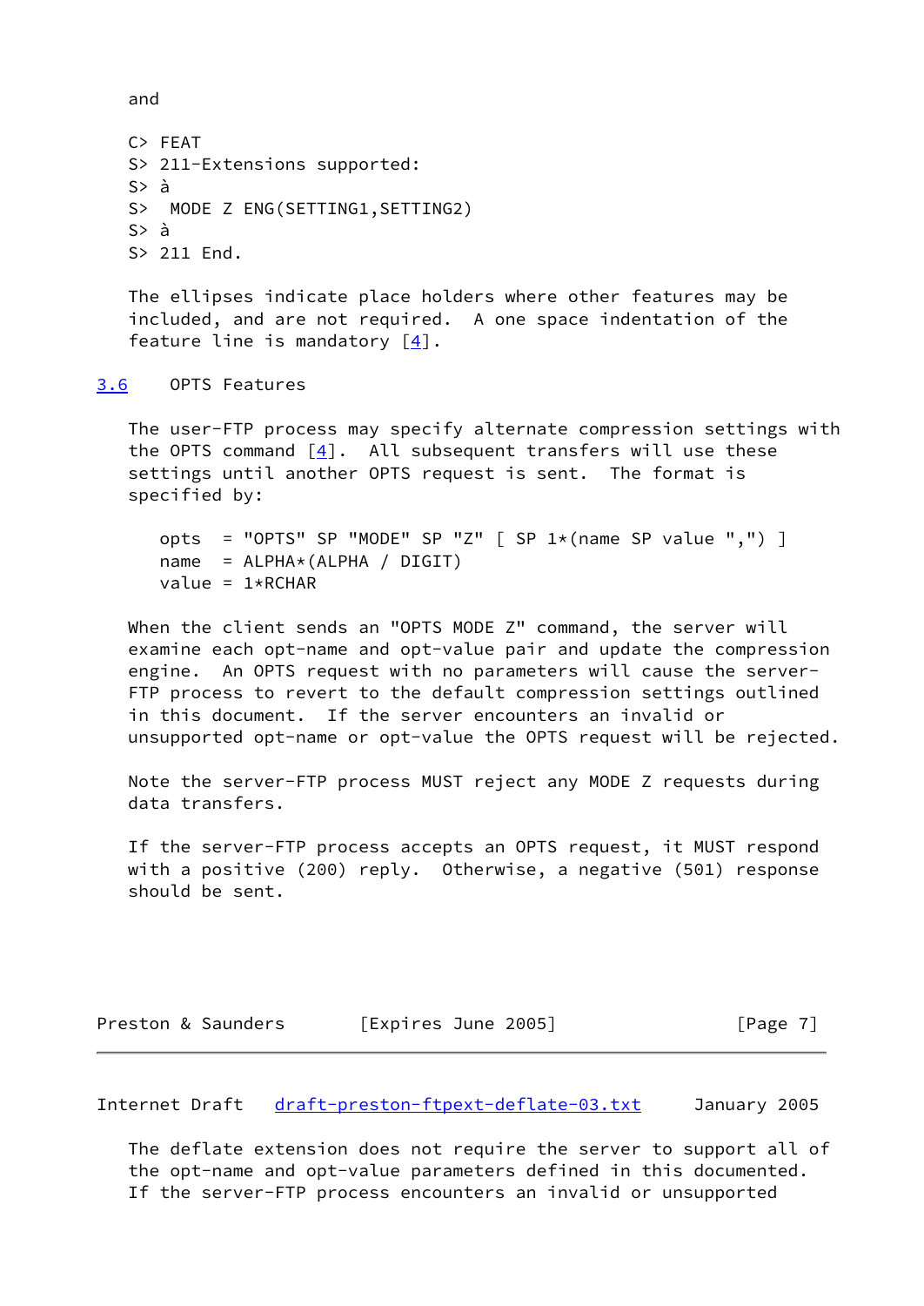and

```
C> FEAT
S> 211-Extensions supported:
S> à
S>  MODE Z ENG(SETTING1,SETTING2)
S> à
S> 211 End.
```

The ellipses indicate place holders where other features may be included, and are not required. A one space indentation of the feature line is mandatory [4].

### 3.6 OPTS Features

The user-FTP process may specify alternate compression settings with the OPTS command [4]. All subsequent transfers will use these settings until another OPTS request is sent. The format is specified by:

```
opts  = "OPTS" SP "MODE" SP "Z" [ SP 1*(name SP value ",") ]
name  = ALPHA*(ALPHA / DIGIT)
value = 1*RCHAR
```

When the client sends an "OPTS MODE Z" command, the server will examine each opt-name and opt-value pair and update the compression engine. An OPTS request with no parameters will cause the server-FTP process to revert to the default compression settings outlined in this document. If the server encounters an invalid or unsupported opt-name or opt-value the OPTS request will be rejected.

Note the server-FTP process MUST reject any MODE Z requests during data transfers.

If the server-FTP process accepts an OPTS request, it MUST respond with a positive (200) reply. Otherwise, a negative (501) response should be sent.

The deflate extension does not require the server to support all of the opt-name and opt-value parameters defined in this documented. If the server-FTP process encounters an invalid or unsupported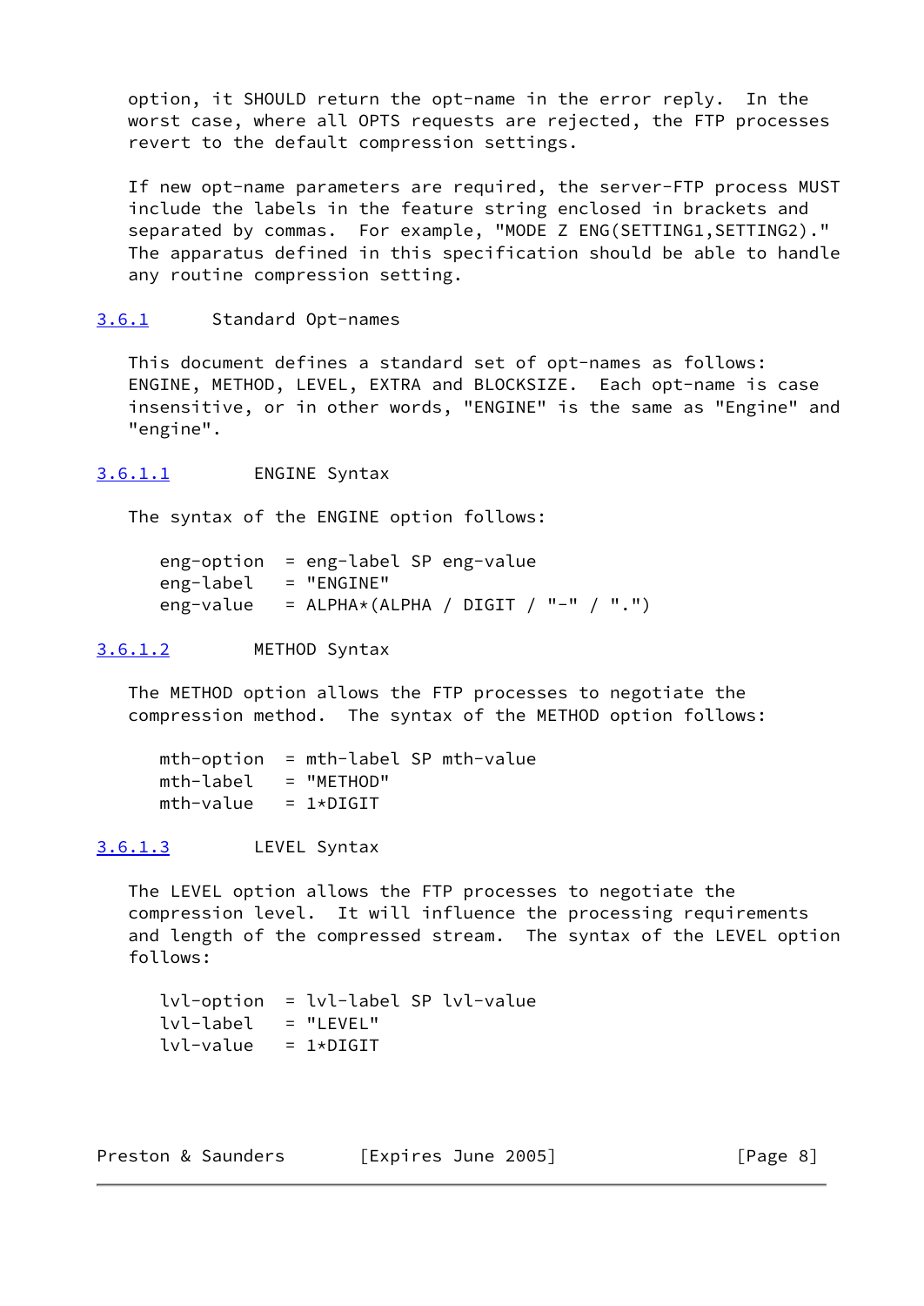option, it SHOULD return the opt-name in the error reply. In the worst case, where all OPTS requests are rejected, the FTP processes revert to the default compression settings.

If new opt-name parameters are required, the server-FTP process MUST include the labels in the feature string enclosed in brackets and separated by commas. For example, "MODE Z ENG(SETTING1,SETTING2)." The apparatus defined in this specification should be able to handle any routine compression setting.

### 3.6.1 Standard Opt-names

This document defines a standard set of opt-names as follows: ENGINE, METHOD, LEVEL, EXTRA and BLOCKSIZE. Each opt-name is case insensitive, or in other words, "ENGINE" is the same as "Engine" and "engine".

#### 3.6.1.1 ENGINE Syntax

The syntax of the ENGINE option follows:

```
eng-option  = eng-label SP eng-value
eng-label   = "ENGINE"
eng-value   = ALPHA*(ALPHA / DIGIT / "-" / ".")
```

#### 3.6.1.2 METHOD Syntax

The METHOD option allows the FTP processes to negotiate the compression method. The syntax of the METHOD option follows:

```
mth-option  = mth-label SP mth-value
mth-label   = "METHOD"
mth-value   = 1*DIGIT
```

#### 3.6.1.3 LEVEL Syntax

The LEVEL option allows the FTP processes to negotiate the compression level. It will influence the processing requirements and length of the compressed stream. The syntax of the LEVEL option follows:

```
lvl-option  = lvl-label SP lvl-value
lvl-label   = "LEVEL"
lvl-value   = 1*DIGIT
```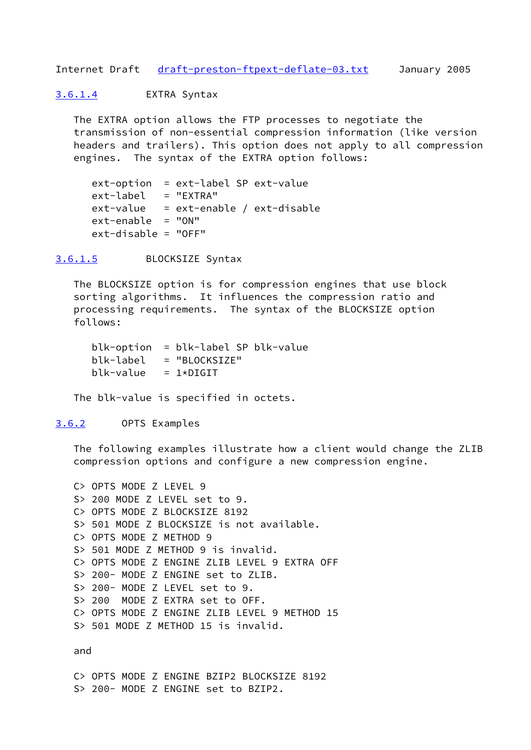#### 3.6.1.4 EXTRA Syntax

The EXTRA option allows the FTP processes to negotiate the transmission of non-essential compression information (like version headers and trailers). This option does not apply to all compression engines. The syntax of the EXTRA option follows:

```
ext-option  = ext-label SP ext-value
ext-label   = "EXTRA"
ext-value   = ext-enable / ext-disable
ext-enable  = "ON"
ext-disable = "OFF"
```

#### 3.6.1.5 BLOCKSIZE Syntax

The BLOCKSIZE option is for compression engines that use block sorting algorithms. It influences the compression ratio and processing requirements. The syntax of the BLOCKSIZE option follows:

```
blk-option  = blk-label SP blk-value
blk-label   = "BLOCKSIZE"
blk-value   = 1*DIGIT
```

The blk-value is specified in octets.

### 3.6.2 OPTS Examples

The following examples illustrate how a client would change the ZLIB compression options and configure a new compression engine.

```
C> OPTS MODE Z LEVEL 9
S> 200 MODE Z LEVEL set to 9.
C> OPTS MODE Z BLOCKSIZE 8192
S> 501 MODE Z BLOCKSIZE is not available.
C> OPTS MODE Z METHOD 9
S> 501 MODE Z METHOD 9 is invalid.
C> OPTS MODE Z ENGINE ZLIB LEVEL 9 EXTRA OFF
S> 200- MODE Z ENGINE set to ZLIB.
S> 200- MODE Z LEVEL set to 9.
S> 200  MODE Z EXTRA set to OFF.
C> OPTS MODE Z ENGINE ZLIB LEVEL 9 METHOD 15
S> 501 MODE Z METHOD 15 is invalid.
```

and

```
C> OPTS MODE Z ENGINE BZIP2 BLOCKSIZE 8192
S> 200- MODE Z ENGINE set to BZIP2.
```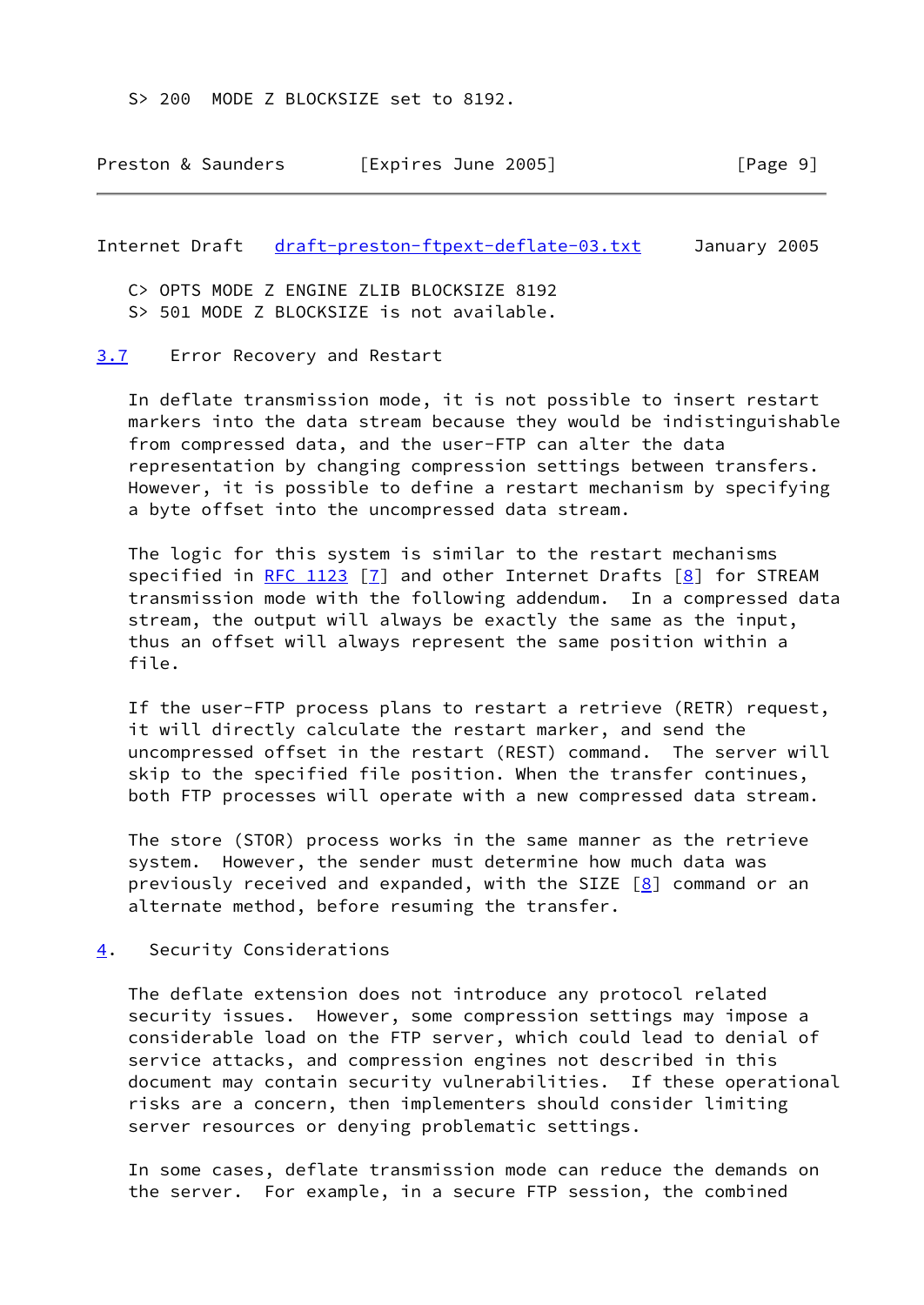```
S> 200  MODE Z BLOCKSIZE set to 8192.
```

```
C> OPTS MODE Z ENGINE ZLIB BLOCKSIZE 8192
S> 501 MODE Z BLOCKSIZE is not available.
```

## 3.7 Error Recovery and Restart

In deflate transmission mode, it is not possible to insert restart markers into the data stream because they would be indistinguishable from compressed data, and the user-FTP can alter the data representation by changing compression settings between transfers. However, it is possible to define a restart mechanism by specifying a byte offset into the uncompressed data stream.

The logic for this system is similar to the restart mechanisms specified in RFC 1123 [7] and other Internet Drafts [8] for STREAM transmission mode with the following addendum. In a compressed data stream, the output will always be exactly the same as the input, thus an offset will always represent the same position within a file.

If the user-FTP process plans to restart a retrieve (RETR) request, it will directly calculate the restart marker, and send the uncompressed offset in the restart (REST) command. The server will skip to the specified file position. When the transfer continues, both FTP processes will operate with a new compressed data stream.

The store (STOR) process works in the same manner as the retrieve system. However, the sender must determine how much data was previously received and expanded, with the SIZE [8] command or an alternate method, before resuming the transfer.

# 4. Security Considerations

The deflate extension does not introduce any protocol related security issues. However, some compression settings may impose a considerable load on the FTP server, which could lead to denial of service attacks, and compression engines not described in this document may contain security vulnerabilities. If these operational risks are a concern, then implementers should consider limiting server resources or denying problematic settings.

In some cases, deflate transmission mode can reduce the demands on the server. For example, in a secure FTP session, the combined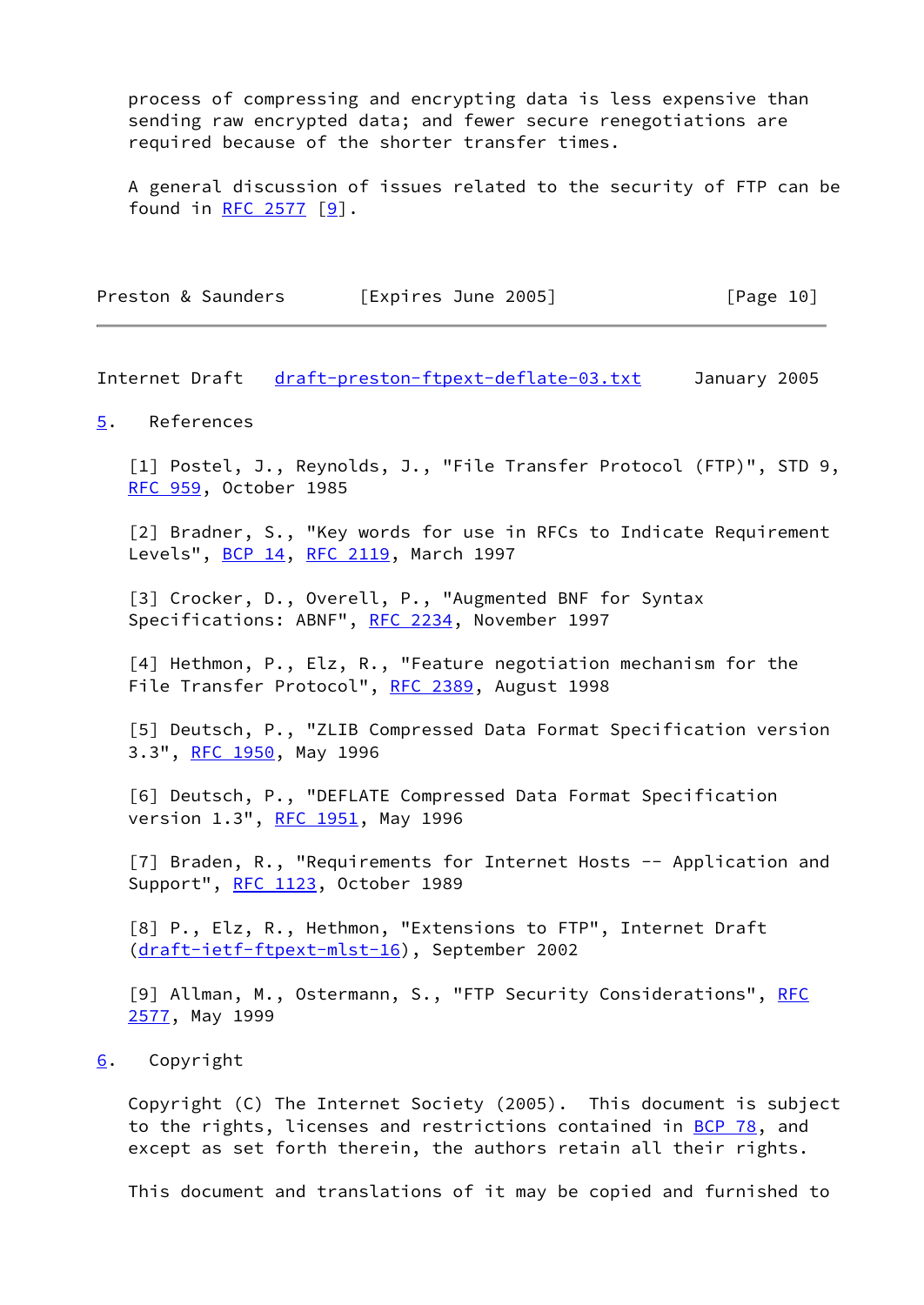process of compressing and encrypting data is less expensive than sending raw encrypted data; and fewer secure renegotiations are required because of the shorter transfer times.

A general discussion of issues related to the security of FTP can be found in RFC 2577 [9].

## 5. References

[1] Postel, J., Reynolds, J., "File Transfer Protocol (FTP)", STD 9, RFC 959, October 1985

[2] Bradner, S., "Key words for use in RFCs to Indicate Requirement Levels", BCP 14, RFC 2119, March 1997

[3] Crocker, D., Overell, P., "Augmented BNF for Syntax Specifications: ABNF", RFC 2234, November 1997

[4] Hethmon, P., Elz, R., "Feature negotiation mechanism for the File Transfer Protocol", RFC 2389, August 1998

[5] Deutsch, P., "ZLIB Compressed Data Format Specification version 3.3", RFC 1950, May 1996

[6] Deutsch, P., "DEFLATE Compressed Data Format Specification version 1.3", RFC 1951, May 1996

[7] Braden, R., "Requirements for Internet Hosts -- Application and Support", RFC 1123, October 1989

[8] P., Elz, R., Hethmon, "Extensions to FTP", Internet Draft (draft-ietf-ftpext-mlst-16), September 2002

[9] Allman, M., Ostermann, S., "FTP Security Considerations", RFC 2577, May 1999

## 6. Copyright

Copyright (C) The Internet Society (2005). This document is subject to the rights, licenses and restrictions contained in BCP 78, and except as set forth therein, the authors retain all their rights.

This document and translations of it may be copied and furnished to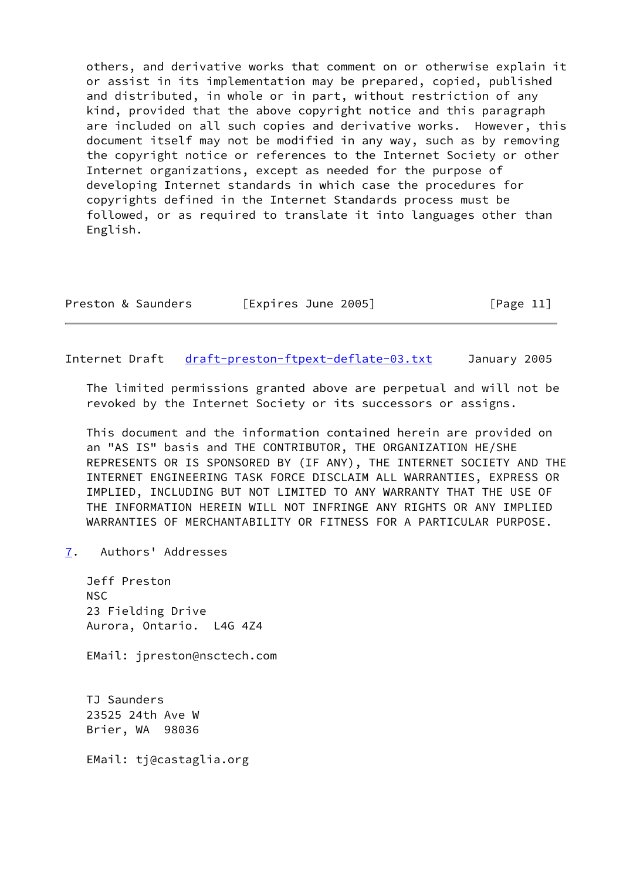others, and derivative works that comment on or otherwise explain it or assist in its implementation may be prepared, copied, published and distributed, in whole or in part, without restriction of any kind, provided that the above copyright notice and this paragraph are included on all such copies and derivative works. However, this document itself may not be modified in any way, such as by removing the copyright notice or references to the Internet Society or other Internet organizations, except as needed for the purpose of developing Internet standards in which case the procedures for copyrights defined in the Internet Standards process must be followed, or as required to translate it into languages other than English.

The limited permissions granted above are perpetual and will not be revoked by the Internet Society or its successors or assigns.

This document and the information contained herein are provided on an "AS IS" basis and THE CONTRIBUTOR, THE ORGANIZATION HE/SHE REPRESENTS OR IS SPONSORED BY (IF ANY), THE INTERNET SOCIETY AND THE INTERNET ENGINEERING TASK FORCE DISCLAIM ALL WARRANTIES, EXPRESS OR IMPLIED, INCLUDING BUT NOT LIMITED TO ANY WARRANTY THAT THE USE OF THE INFORMATION HEREIN WILL NOT INFRINGE ANY RIGHTS OR ANY IMPLIED WARRANTIES OF MERCHANTABILITY OR FITNESS FOR A PARTICULAR PURPOSE.

## 7. Authors' Addresses

Jeff Preston
NSC
23 Fielding Drive
Aurora, Ontario. L4G 4Z4

EMail: jpreston@nsctech.com

TJ Saunders
23525 24th Ave W
Brier, WA 98036

EMail: tj@castaglia.org